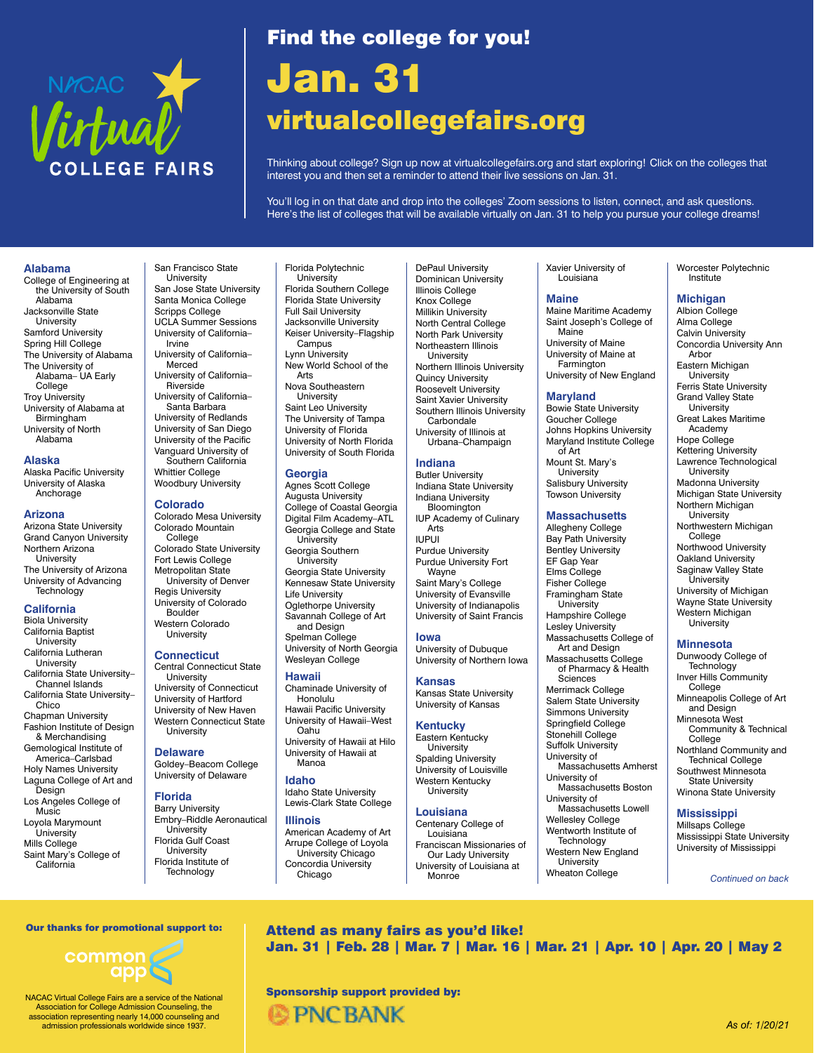NACAC Virtual COLLEGE FAIRS

# Find the college for you!

# Jan. 31

## virtualcollegefairs.org

Thinking about college? Sign up now at virtualcollegefairs.org and start exploring! Click on the colleges that interest you and then set a reminder to attend their live sessions on Jan. 31.

You'll log in on that date and drop into the colleges' Zoom sessions to listen, connect, and ask questions. Here's the list of colleges that will be available virtually on Jan. 31 to help you pursue your college dreams!

### Alabama

- College of Engineering at the University of South Alabama
- Jacksonville State University
- Samford University
- Spring Hill College
- The University of Alabama
- The University of Alabama– UA Early College
- Troy University
- University of Alabama at Birmingham
- University of North Alabama

### Alaska

- Alaska Pacific University
- University of Alaska Anchorage

### Arizona

- Arizona State University
- Grand Canyon University
- Northern Arizona University
- The University of Arizona
- University of Advancing Technology

### California

- Biola University
- California Baptist University
- California Lutheran University
- California State University–Channel Islands
- California State University–Chico
- Chapman University
- Fashion Institute of Design & Merchandising
- Gemological Institute of America–Carlsbad
- Holy Names University
- Laguna College of Art and Design
- Los Angeles College of Music
- Loyola Marymount University
- Mills College
- Saint Mary's College of California
- San Francisco State University
- San Jose State University
- Santa Monica College
- Scripps College
- UCLA Summer Sessions
- University of California–Irvine
- University of California–Merced
- University of California–Riverside
- University of California–Santa Barbara
- University of Redlands
- University of San Diego
- University of the Pacific
- Vanguard University of Southern California
- Whittier College
- Woodbury University

### Colorado

- Colorado Mesa University
- Colorado Mountain College
- Colorado State University
- Fort Lewis College
- Metropolitan State University of Denver
- Regis University
- University of Colorado Boulder
- Western Colorado University

### Connecticut

- Central Connecticut State University
- University of Connecticut
- University of Hartford
- University of New Haven
- Western Connecticut State University

### Delaware

- Goldey–Beacom College
- University of Delaware

### Florida

- Barry University
- Embry–Riddle Aeronautical University
- Florida Gulf Coast University
- Florida Institute of Technology
- Florida Polytechnic University
- Florida Southern College
- Florida State University
- Full Sail University
- Jacksonville University
- Keiser University–Flagship Campus
- Lynn University
- New World School of the Arts
- Nova Southeastern University
- Saint Leo University
- The University of Tampa
- University of Florida
- University of North Florida
- University of South Florida

### Georgia

- Agnes Scott College
- Augusta University
- College of Coastal Georgia
- Digital Film Academy–ATL
- Georgia College and State University
- Georgia Southern University
- Georgia State University
- Kennesaw State University
- Life University
- Oglethorpe University
- Savannah College of Art and Design
- Spelman College
- University of North Georgia
- Wesleyan College

### Hawaii

- Chaminade University of Honolulu
- Hawaii Pacific University
- University of Hawaii–West Oahu
- University of Hawaii at Hilo
- University of Hawaii at Manoa

### Idaho

- Idaho State University
- Lewis-Clark State College

### Illinois

- American Academy of Art
- Arrupe College of Loyola University Chicago
- Concordia University Chicago
- DePaul University
- Dominican University
- Illinois College
- Knox College
- Millikin University
- North Central College
- North Park University
- Northeastern Illinois University
- Northern Illinois University
- Quincy University
- Roosevelt University
- Saint Xavier University
- Southern Illinois University Carbondale
- University of Illinois at Urbana–Champaign

### Indiana

- Butler University
- Indiana State University
- Indiana University Bloomington
- IUP Academy of Culinary Arts
- IUPUI
- Purdue University
- Purdue University Fort Wayne
- Saint Mary's College
- University of Evansville
- University of Indianapolis
- University of Saint Francis

### Iowa

- University of Dubuque
- University of Northern Iowa

### Kansas

- Kansas State University
- University of Kansas

### Kentucky

- Eastern Kentucky University
- Spalding University
- University of Louisville
- Western Kentucky University

### Louisiana

- Centenary College of Louisiana
- Franciscan Missionaries of Our Lady University
- University of Louisiana at Monroe
- Xavier University of Louisiana

### Maine

- Maine Maritime Academy
- Saint Joseph's College of Maine
- University of Maine
- University of Maine at Farmington
- University of New England

### Maryland

- Bowie State University
- Goucher College
- Johns Hopkins University
- Maryland Institute College of Art
- Mount St. Mary's University
- Salisbury University
- Towson University

### Massachusetts

- Allegheny College
- Bay Path University
- Bentley University
- EF Gap Year
- Elms College
- Fisher College
- Framingham State University
- Hampshire College
- Lesley University
- Massachusetts College of Art and Design
- Massachusetts College of Pharmacy & Health Sciences
- Merrimack College
- Salem State University
- Simmons University
- Springfield College
- Stonehill College
- Suffolk University
- University of Massachusetts Amherst
- University of Massachusetts Boston
- University of Massachusetts Lowell
- Wellesley College
- Wentworth Institute of Technology
- Western New England University
- Wheaton College
- Worcester Polytechnic Institute

### Michigan

- Albion College
- Alma College
- Calvin University
- Concordia University Ann Arbor
- Eastern Michigan University
- Ferris State University
- Grand Valley State University
- Great Lakes Maritime Academy
- Hope College
- Kettering University
- Lawrence Technological University
- Madonna University
- Michigan State University
- Northern Michigan University
- Northwestern Michigan College
- Northwood University
- Oakland University
- Saginaw Valley State University
- University of Michigan
- Wayne State University
- Western Michigan University

### Minnesota

- Dunwoody College of Technology
- Inver Hills Community College
- Minneapolis College of Art and Design
- Minnesota West Community & Technical College
- Northland Community and Technical College
- Southwest Minnesota State University
- Winona State University

### Mississippi

- Millsaps College
- Mississippi State University
- University of Mississippi

*Continued on back*

**Our thanks for promotional support to:** common app

NACAC Virtual College Fairs are a service of the National Association for College Admission Counseling, the association representing nearly 14,000 counseling and admission professionals worldwide since 1937.

## Attend as many fairs as you'd like!

**Jan. 31 | Feb. 28 | Mar. 7 | Mar. 16 | Mar. 21 | Apr. 10 | Apr. 20 | May 2**

**Sponsorship support provided by:** PNC BANK

*As of: 1/20/21*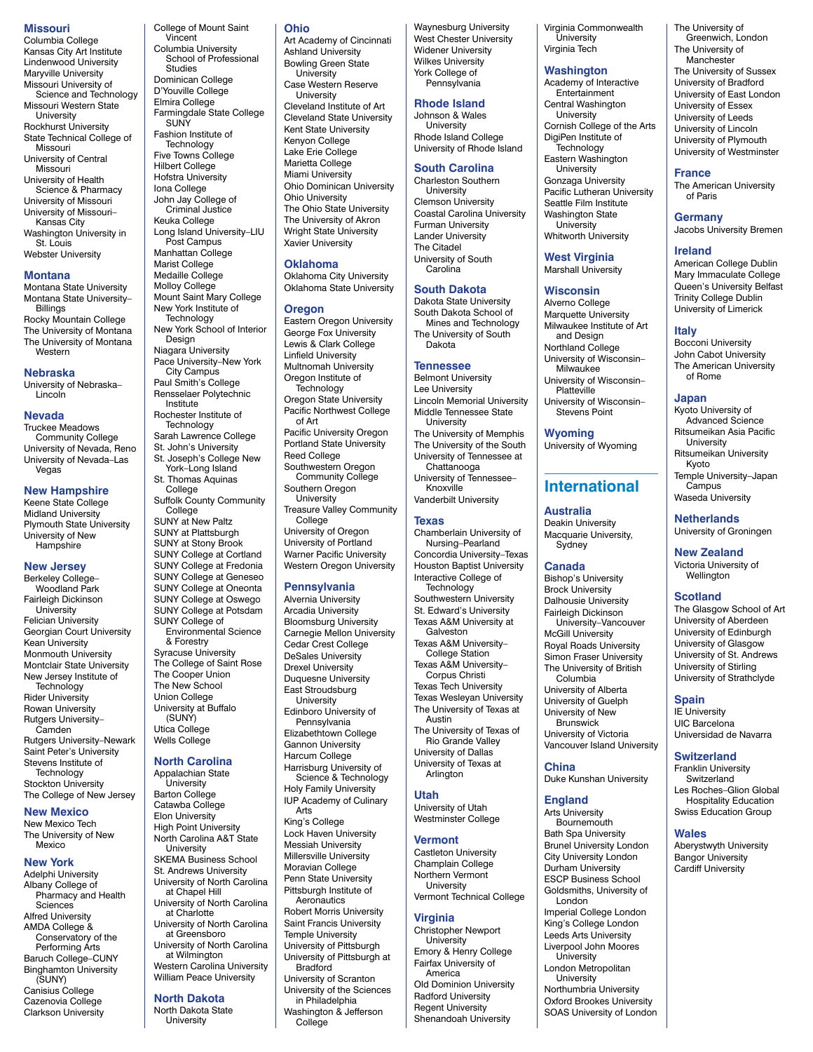## Missouri

Columbia College
Kansas City Art Institute
Lindenwood University
Maryville University
Missouri University of Science and Technology
Missouri Western State University
Rockhurst University
State Technical College of Missouri
University of Central Missouri
University of Health Science & Pharmacy
University of Missouri
University of Missouri–Kansas City
Washington University in St. Louis
Webster University

## Montana

Montana State University
Montana State University–Billings
Rocky Mountain College
The University of Montana
The University of Montana Western

## Nebraska

University of Nebraska–Lincoln

## Nevada

Truckee Meadows Community College
University of Nevada, Reno
University of Nevada–Las Vegas

## New Hampshire

Keene State College
Midland University
Plymouth State University
University of New Hampshire

## New Jersey

Berkeley College–Woodland Park
Fairleigh Dickinson University
Felician University
Georgian Court University
Kean University
Monmouth University
Montclair State University
New Jersey Institute of Technology
Rider University
Rowan University
Rutgers University–Camden
Rutgers University–Newark
Saint Peter's University
Stevens Institute of Technology
Stockton University
The College of New Jersey

## New Mexico

New Mexico Tech
The University of New Mexico

## New York

Adelphi University
Albany College of Pharmacy and Health Sciences
Alfred University
AMDA College & Conservatory of the Performing Arts
Baruch College–CUNY
Binghamton University (SUNY)
Canisius College
Cazenovia College
Clarkson University
College of Mount Saint Vincent
Columbia University School of Professional Studies
Dominican College
D'Youville College
Elmira College
Farmingdale State College SUNY
Fashion Institute of Technology
Five Towns College
Hilbert College
Hofstra University
Iona College
John Jay College of Criminal Justice
Keuka College
Long Island University–LIU Post Campus
Manhattan College
Marist College
Medaille College
Molloy College
Mount Saint Mary College
New York Institute of Technology
New York School of Interior Design
Niagara University
Pace University–New York City Campus
Paul Smith's College
Rensselaer Polytechnic Institute
Rochester Institute of Technology
Sarah Lawrence College
St. John's University
St. Joseph's College New York–Long Island
St. Thomas Aquinas College
Suffolk County Community College
SUNY at New Paltz
SUNY at Plattsburgh
SUNY at Stony Brook
SUNY College at Cortland
SUNY College at Fredonia
SUNY College at Geneseo
SUNY College at Oneonta
SUNY College at Oswego
SUNY College at Potsdam
SUNY College of Environmental Science & Forestry
Syracuse University
The College of Saint Rose
The Cooper Union
The New School
Union College
University at Buffalo (SUNY)
Utica College
Wells College

## North Carolina

Appalachian State University
Barton College
Catawba College
Elon University
High Point University
North Carolina A&T State University
SKEMA Business School
St. Andrews University
University of North Carolina at Chapel Hill
University of North Carolina at Charlotte
University of North Carolina at Greensboro
University of North Carolina at Wilmington
Western Carolina University
William Peace University

## North Dakota

North Dakota State University

## Ohio

Art Academy of Cincinnati
Ashland University
Bowling Green State University
Case Western Reserve University
Cleveland Institute of Art
Cleveland State University
Kent State University
Kenyon College
Lake Erie College
Marietta College
Miami University
Ohio Dominican University
Ohio University
The Ohio State University
The University of Akron
Wright State University
Xavier University

## Oklahoma

Oklahoma City University
Oklahoma State University

## Oregon

Eastern Oregon University
George Fox University
Lewis & Clark College
Linfield University
Multnomah University
Oregon Institute of Technology
Oregon State University
Pacific Northwest College of Art
Pacific University Oregon
Portland State University
Reed College
Southwestern Oregon Community College
Southern Oregon University
Treasure Valley Community College
University of Oregon
University of Portland
Warner Pacific University
Western Oregon University

## Pennsylvania

Alvernia University
Arcadia University
Bloomsburg University
Carnegie Mellon University
Cedar Crest College
DeSales University
Drexel University
Duquesne University
East Stroudsburg University
Edinboro University of Pennsylvania
Elizabethtown College
Gannon University
Harcum College
Harrisburg University of Science & Technology
Holy Family University
IUP Academy of Culinary Arts
King's College
Lock Haven University
Messiah University
Millersville University
Moravian College
Penn State University
Pittsburgh Institute of Aeronautics
Robert Morris University
Saint Francis University
Temple University
University of Pittsburgh
University of Pittsburgh at Bradford
University of Scranton
University of the Sciences in Philadelphia
Washington & Jefferson College
Waynesburg University
West Chester University
Widener University
Wilkes University
York College of Pennsylvania

## Rhode Island

Johnson & Wales University
Rhode Island College
University of Rhode Island

## South Carolina

Charleston Southern University
Clemson University
Coastal Carolina University
Furman University
Lander University
The Citadel
University of South Carolina

## South Dakota

Dakota State University
South Dakota School of Mines and Technology
The University of South Dakota

## Tennessee

Belmont University
Lee University
Lincoln Memorial University
Middle Tennessee State University
The University of Memphis
The University of the South
University of Tennessee at Chattanooga
University of Tennessee–Knoxville
Vanderbilt University

## Texas

Chamberlain University of Nursing–Pearland
Concordia University–Texas
Houston Baptist University
Interactive College of Technology
Southwestern University
St. Edward's University
Texas A&M University at Galveston
Texas A&M University–College Station
Texas A&M University–Corpus Christi
Texas Tech University
Texas Wesleyan University
The University of Texas at Austin
The University of Texas of Rio Grande Valley
University of Dallas
University of Texas at Arlington

## Utah

University of Utah
Westminster College

## Vermont

Castleton University
Champlain College
Northern Vermont University
Vermont Technical College

## Virginia

Christopher Newport University
Emory & Henry College
Fairfax University of America
Old Dominion University
Radford University
Regent University
Shenandoah University
Virginia Commonwealth University
Virginia Tech

## Washington

Academy of Interactive Entertainment
Central Washington University
Cornish College of the Arts
DigiPen Institute of Technology
Eastern Washington University
Gonzaga University
Pacific Lutheran University
Seattle Film Institute
Washington State University
Whitworth University

## West Virginia

Marshall University

## Wisconsin

Alverno College
Marquette University
Milwaukee Institute of Art and Design
Northland College
University of Wisconsin–Milwaukee
University of Wisconsin–Platteville
University of Wisconsin–Stevens Point

## Wyoming

University of Wyoming

# International

## Australia

Deakin University
Macquarie University, Sydney

## Canada

Bishop's University
Brock University
Dalhousie University
Fairleigh Dickinson University–Vancouver
McGill University
Royal Roads University
Simon Fraser University
The University of British Columbia
University of Alberta
University of Guelph
University of New Brunswick
University of Victoria
Vancouver Island University

## China

Duke Kunshan University

## England

Arts University Bournemouth
Bath Spa University
Brunel University London
City University London
Durham University
ESCP Business School
Goldsmiths, University of London
Imperial College London
King's College London
Leeds Arts University
Liverpool John Moores University
London Metropolitan University
Northumbria University
Oxford Brookes University
SOAS University of London
The University of Greenwich, London
The University of Manchester
The University of Sussex
University of Bradford
University of East London
University of Essex
University of Leeds
University of Lincoln
University of Plymouth
University of Westminster

## France

The American University of Paris

## Germany

Jacobs University Bremen

## Ireland

American College Dublin
Mary Immaculate College
Queen's University Belfast
Trinity College Dublin
University of Limerick

## Italy

Bocconi University
John Cabot University
The American University of Rome

## Japan

Kyoto University of Advanced Science
Ritsumeikan Asia Pacific University
Ritsumeikan University Kyoto
Temple University–Japan Campus
Waseda University

## Netherlands

University of Groningen

## New Zealand

Victoria University of Wellington

## Scotland

The Glasgow School of Art
University of Aberdeen
University of Edinburgh
University of Glasgow
University of St. Andrews
University of Stirling
University of Strathclyde

## Spain

IE University
UIC Barcelona
Universidad de Navarra

## Switzerland

Franklin University Switzerland
Les Roches–Glion Global Hospitality Education
Swiss Education Group

## Wales

Aberystwyth University
Bangor University
Cardiff University